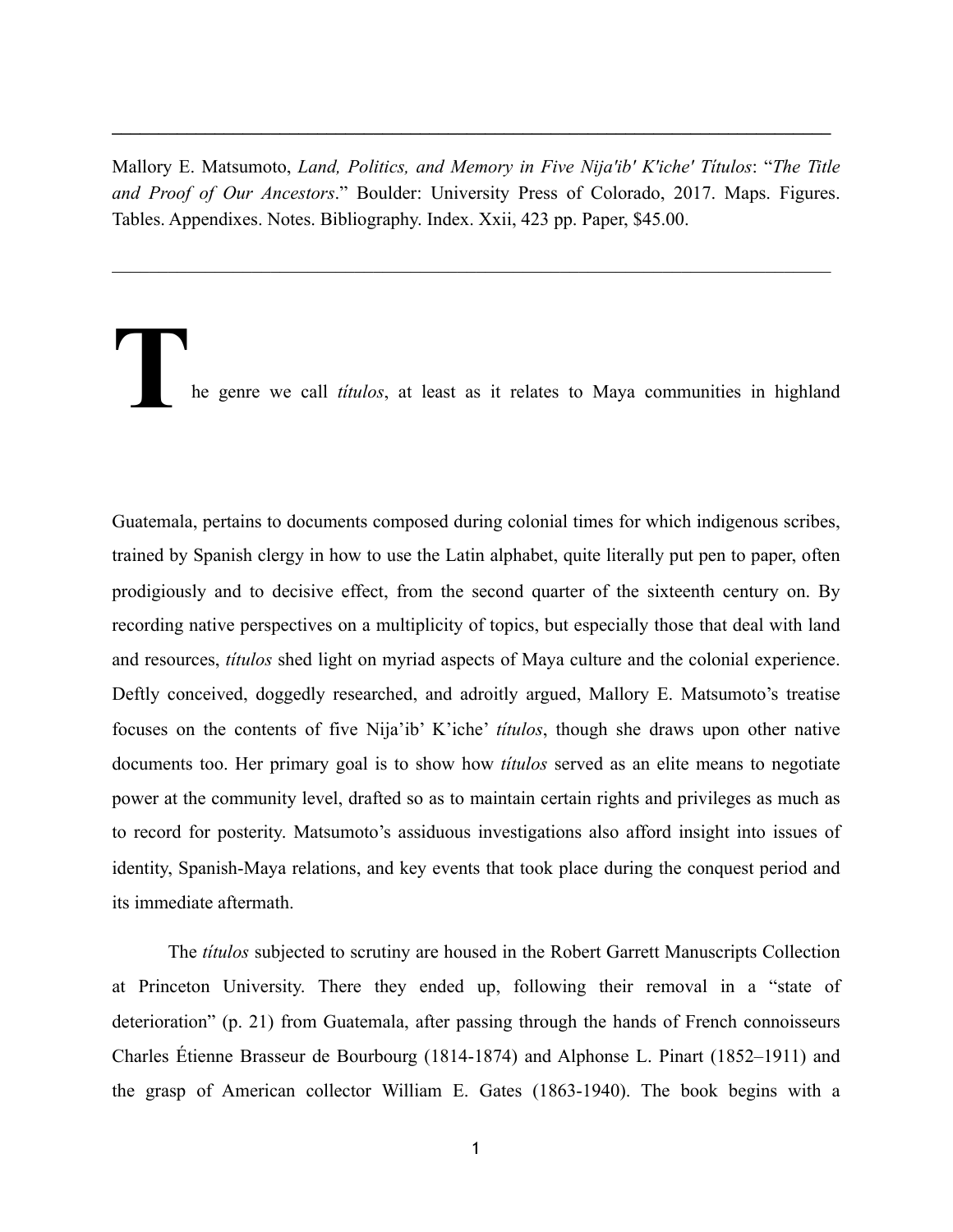Mallory E. Matsumoto, *Land, Politics, and Memory in Five Nija'ib' K'iche' Títulos*: "*The Title and Proof of Our Ancestors*." Boulder: University Press of Colorado, 2017. Maps. Figures. Tables. Appendixes. Notes. Bibliography. Index. Xxii, 423 pp. Paper, $45.00.

---

The genre we call *títulos*, at least as it relates to Maya communities in highland Guatemala, pertains to documents composed during colonial times for which indigenous scribes, trained by Spanish clergy in how to use the Latin alphabet, quite literally put pen to paper, often prodigiously and to decisive effect, from the second quarter of the sixteenth century on. By recording native perspectives on a multiplicity of topics, but especially those that deal with land and resources, *títulos* shed light on myriad aspects of Maya culture and the colonial experience. Deftly conceived, doggedly researched, and adroitly argued, Mallory E. Matsumoto's treatise focuses on the contents of five Nija'ib' K'iche' *títulos*, though she draws upon other native documents too. Her primary goal is to show how *títulos* served as an elite means to negotiate power at the community level, drafted so as to maintain certain rights and privileges as much as to record for posterity. Matsumoto's assiduous investigations also afford insight into issues of identity, Spanish-Maya relations, and key events that took place during the conquest period and its immediate aftermath.

The *títulos* subjected to scrutiny are housed in the Robert Garrett Manuscripts Collection at Princeton University. There they ended up, following their removal in a "state of deterioration" (p. 21) from Guatemala, after passing through the hands of French connoisseurs Charles Étienne Brasseur de Bourbourg (1814-1874) and Alphonse L. Pinart (1852–1911) and the grasp of American collector William E. Gates (1863-1940). The book begins with a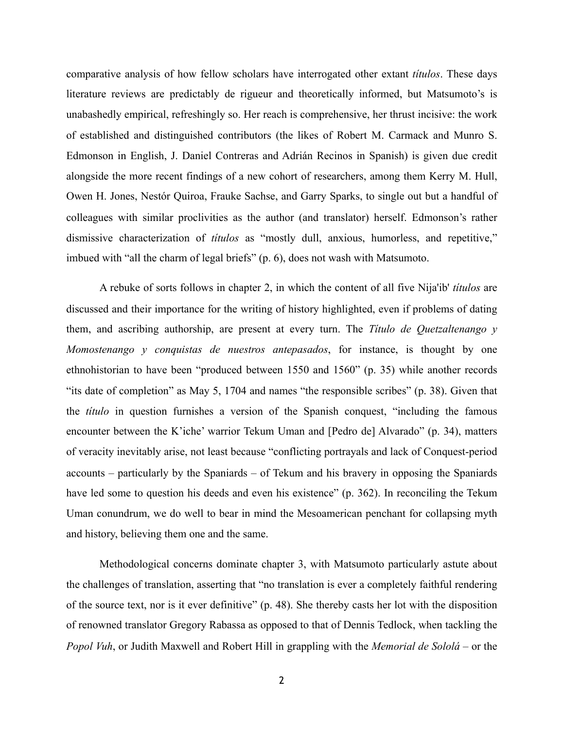comparative analysis of how fellow scholars have interrogated other extant *títulos*. These days literature reviews are predictably de rigueur and theoretically informed, but Matsumoto's is unabashedly empirical, refreshingly so. Her reach is comprehensive, her thrust incisive: the work of established and distinguished contributors (the likes of Robert M. Carmack and Munro S. Edmonson in English, J. Daniel Contreras and Adrián Recinos in Spanish) is given due credit alongside the more recent findings of a new cohort of researchers, among them Kerry M. Hull, Owen H. Jones, Nestór Quiroa, Frauke Sachse, and Garry Sparks, to single out but a handful of colleagues with similar proclivities as the author (and translator) herself. Edmonson's rather dismissive characterization of *títulos* as "mostly dull, anxious, humorless, and repetitive," imbued with "all the charm of legal briefs" (p. 6), does not wash with Matsumoto.

A rebuke of sorts follows in chapter 2, in which the content of all five Nija'ib' *títulos* are discussed and their importance for the writing of history highlighted, even if problems of dating them, and ascribing authorship, are present at every turn. The *Título de Quetzaltenango y Momostenango y conquistas de nuestros antepasados*, for instance, is thought by one ethnohistorian to have been "produced between 1550 and 1560" (p. 35) while another records "its date of completion" as May 5, 1704 and names "the responsible scribes" (p. 38). Given that the *título* in question furnishes a version of the Spanish conquest, "including the famous encounter between the K'iche' warrior Tekum Uman and [Pedro de] Alvarado" (p. 34), matters of veracity inevitably arise, not least because "conflicting portrayals and lack of Conquest-period accounts – particularly by the Spaniards – of Tekum and his bravery in opposing the Spaniards have led some to question his deeds and even his existence" (p. 362). In reconciling the Tekum Uman conundrum, we do well to bear in mind the Mesoamerican penchant for collapsing myth and history, believing them one and the same.

Methodological concerns dominate chapter 3, with Matsumoto particularly astute about the challenges of translation, asserting that "no translation is ever a completely faithful rendering of the source text, nor is it ever definitive" (p. 48). She thereby casts her lot with the disposition of renowned translator Gregory Rabassa as opposed to that of Dennis Tedlock, when tackling the *Popol Vuh*, or Judith Maxwell and Robert Hill in grappling with the *Memorial de Sololá* – or the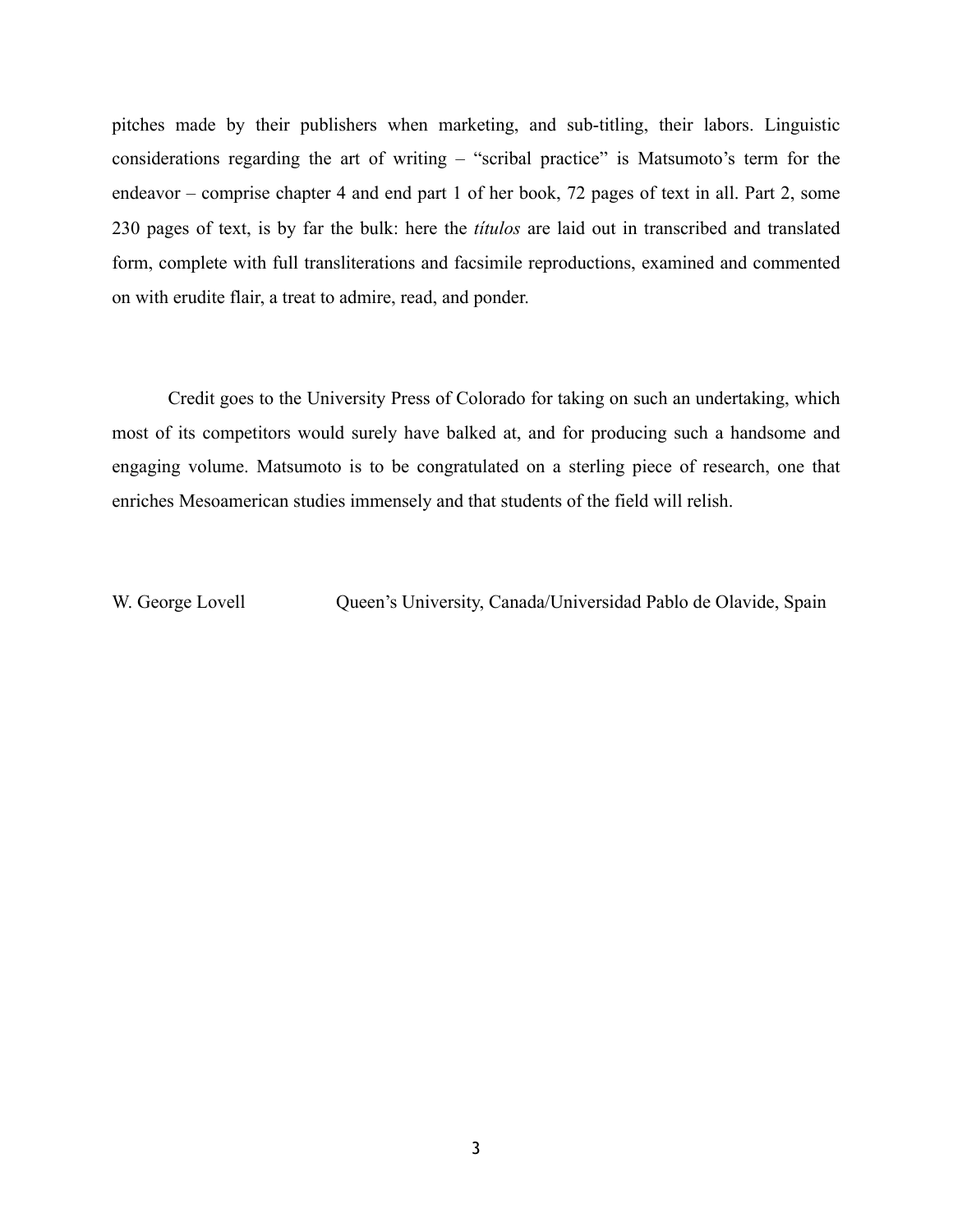pitches made by their publishers when marketing, and sub-titling, their labors. Linguistic considerations regarding the art of writing – "scribal practice" is Matsumoto's term for the endeavor – comprise chapter 4 and end part 1 of her book, 72 pages of text in all. Part 2, some 230 pages of text, is by far the bulk: here the *títulos* are laid out in transcribed and translated form, complete with full transliterations and facsimile reproductions, examined and commented on with erudite flair, a treat to admire, read, and ponder.

Credit goes to the University Press of Colorado for taking on such an undertaking, which most of its competitors would surely have balked at, and for producing such a handsome and engaging volume. Matsumoto is to be congratulated on a sterling piece of research, one that enriches Mesoamerican studies immensely and that students of the field will relish.

W. George Lovell　　　Queen's University, Canada/Universidad Pablo de Olavide, Spain